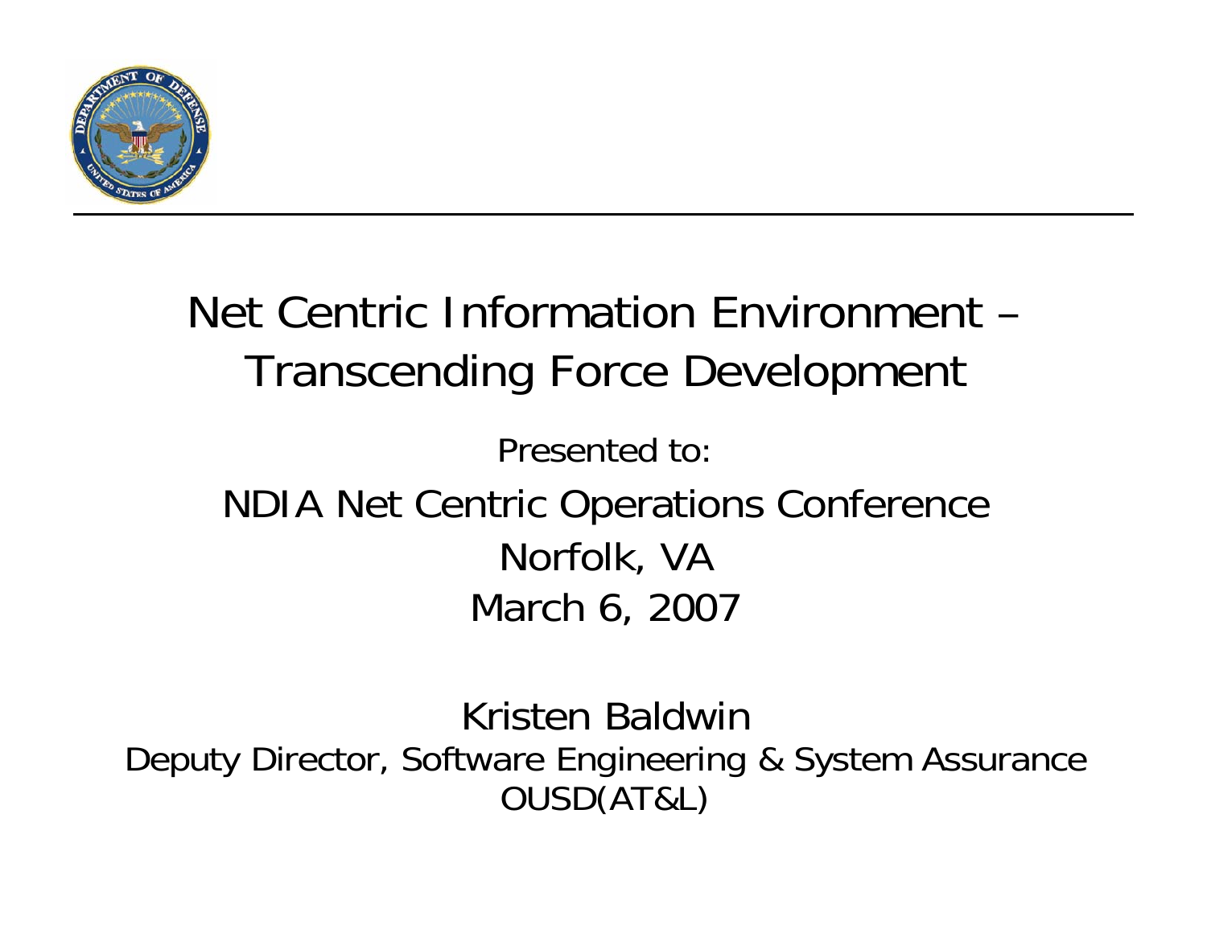# Net Centric Information Environment – Transcending Force Development

Presented to:

NDIA Net Centric Operations Conference

Norfolk, VA

March 6, 2007

Kristen Baldwin

Deputy Director, Software Engineering & System Assurance

OUSD(AT&L)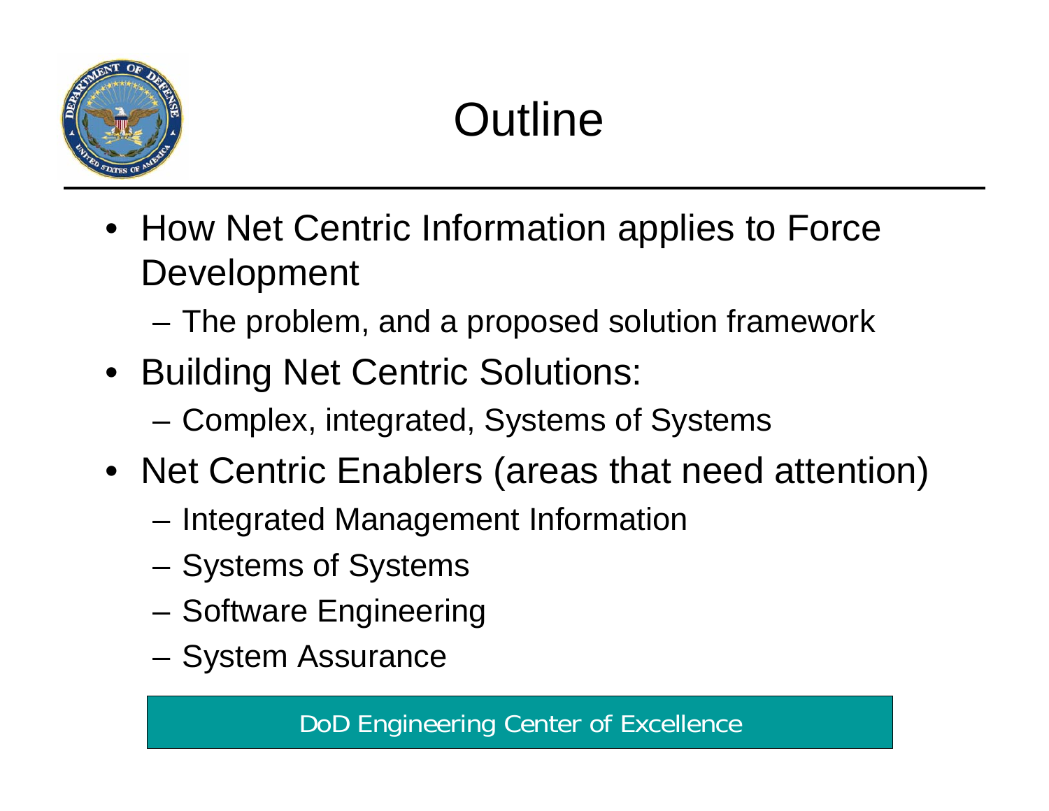# Outline

- How Net Centric Information applies to Force Development
  - The problem, and a proposed solution framework
- Building Net Centric Solutions:
  - Complex, integrated, Systems of Systems
- Net Centric Enablers (areas that need attention)
  - Integrated Management Information
  - Systems of Systems
  - Software Engineering
  - System Assurance

DoD Engineering Center of Excellence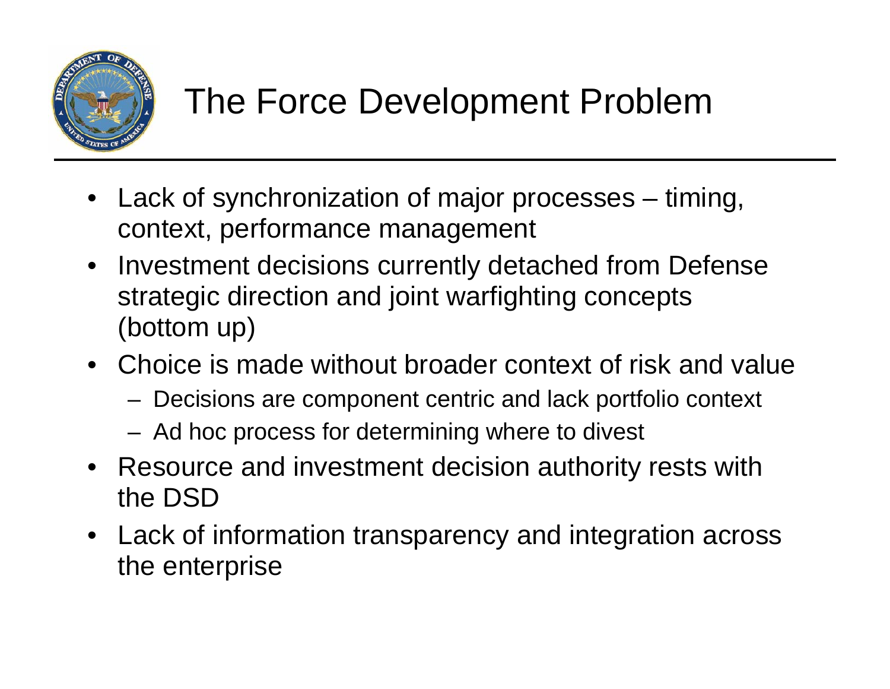# The Force Development Problem

- Lack of synchronization of major processes – timing, context, performance management
- Investment decisions currently detached from Defense strategic direction and joint warfighting concepts (bottom up)
- Choice is made without broader context of risk and value
  - Decisions are component centric and lack portfolio context
  - Ad hoc process for determining where to divest
- Resource and investment decision authority rests with the DSD
- Lack of information transparency and integration across the enterprise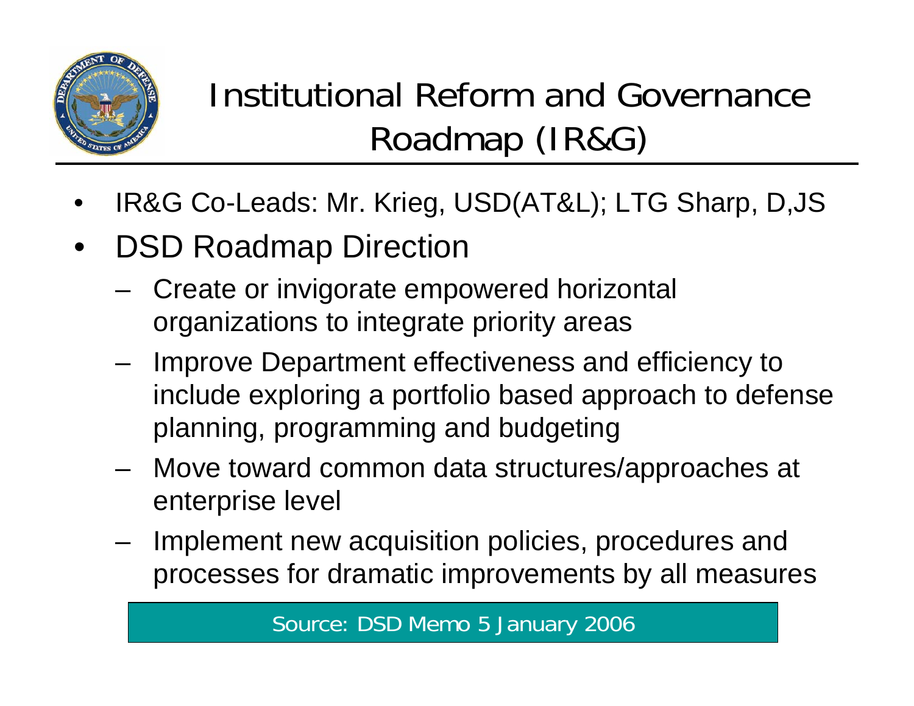# Institutional Reform and Governance Roadmap (IR&G)

- IR&G Co-Leads: Mr. Krieg, USD(AT&L); LTG Sharp, D,JS
- DSD Roadmap Direction
  - Create or invigorate empowered horizontal organizations to integrate priority areas
  - Improve Department effectiveness and efficiency to include exploring a portfolio based approach to defense planning, programming and budgeting
  - Move toward common data structures/approaches at enterprise level
  - Implement new acquisition policies, procedures and processes for dramatic improvements by all measures

Source: DSD Memo 5 January 2006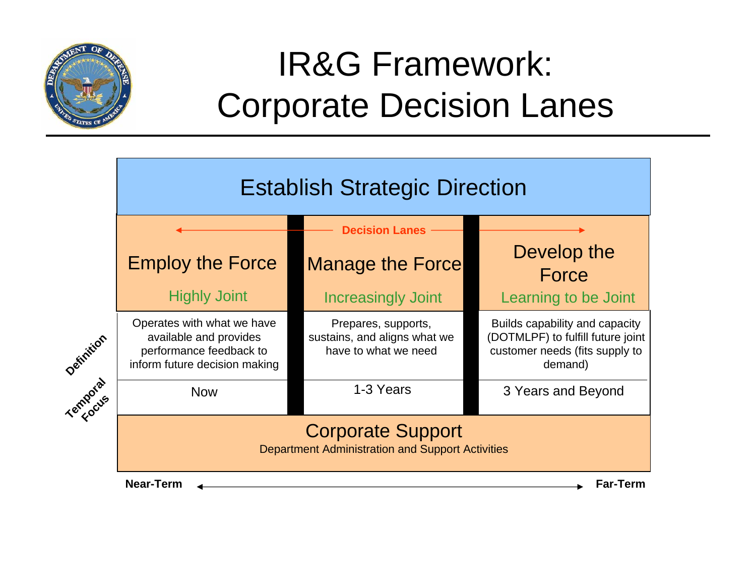# IR&G Framework: Corporate Decision Lanes

## Establish Strategic Direction

← Decision Lanes →

| | Employ the Force | Manage the Force | Develop the Force |
|---|---|---|---|
| | Highly Joint | Increasingly Joint | Learning to be Joint |
| Definition | Operates with what we have available and provides performance feedback to inform future decision making | Prepares, supports, sustains, and aligns what we have to what we need | Builds capability and capacity (DOTMLPF) to fulfill future joint customer needs (fits supply to demand) |
| Temporal Focus | Now | 1-3 Years | 3 Years and Beyond |

## Corporate Support

Department Administration and Support Activities

**Near-Term** ← → **Far-Term**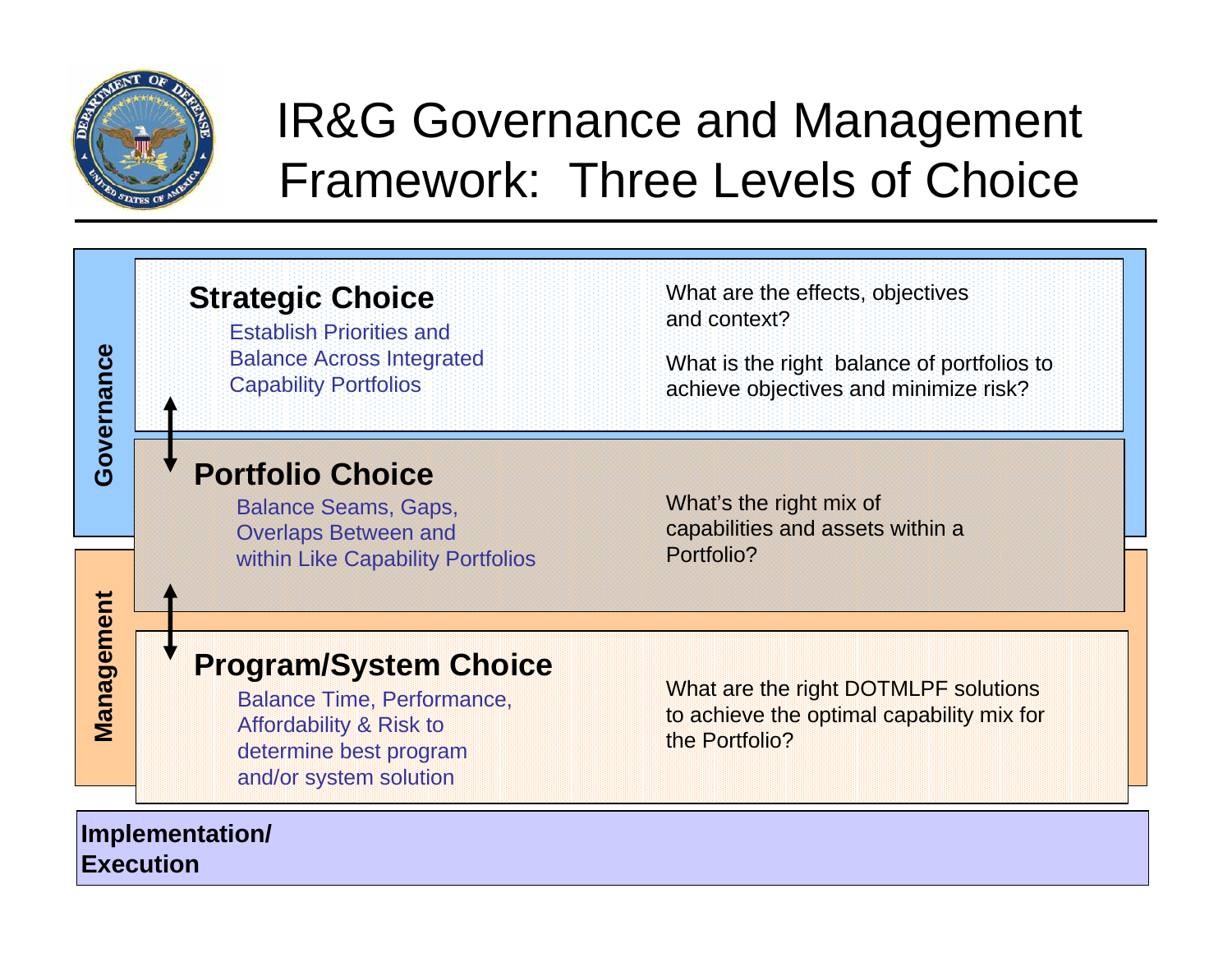# IR&G Governance and Management Framework: Three Levels of Choice

**Governance**

### Strategic Choice

Establish Priorities and Balance Across Integrated Capability Portfolios

What are the effects, objectives and context?

What is the right balance of portfolios to achieve objectives and minimize risk?

### Portfolio Choice

Balance Seams, Gaps, Overlaps Between and within Like Capability Portfolios

What's the right mix of capabilities and assets within a Portfolio?

**Management**

### Program/System Choice

Balance Time, Performance, Affordability & Risk to determine best program and/or system solution

What are the right DOTMLPF solutions to achieve the optimal capability mix for the Portfolio?

**Implementation/ Execution**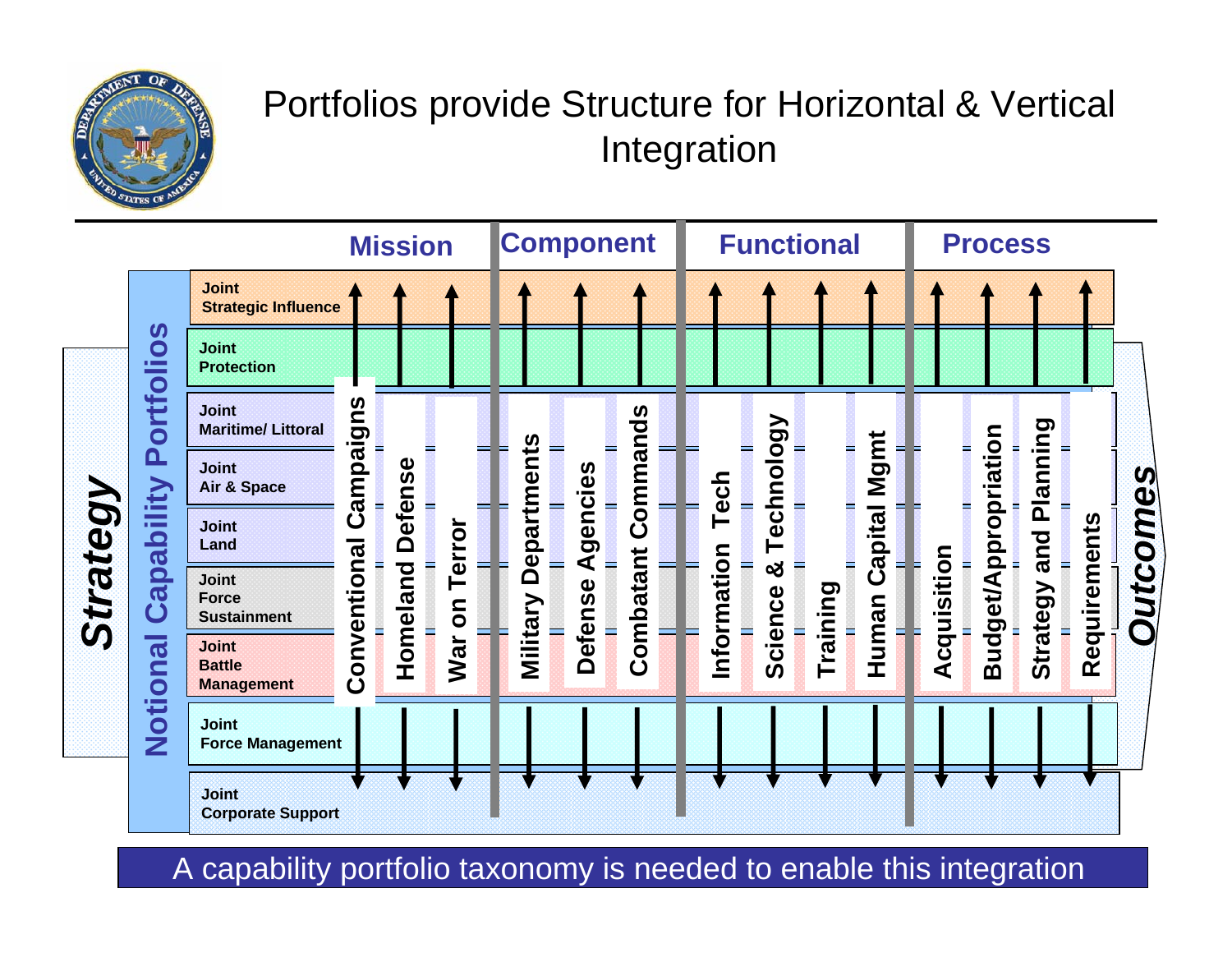# Portfolios provide Structure for Horizontal & Vertical Integration

**Strategy** → **Outcomes**

**Notional Capability Portfolios**

| | Mission | | | Component | | | Functional | | | | Process | | | |
|---|---|---|---|---|---|---|---|---|---|---|---|---|---|---|
| | Conventional Campaigns | Homeland Defense | War on Terror | Military Departments | Defense Agencies | Combatant Commands | Information Tech | Science & Technology | Training | Human Capital Mgmt | Acquisition | Budget/Appropriation | Strategy and Planning | Requirements |
| Joint Strategic Influence | | | | | | | | | | | | | | |
| Joint Protection | | | | | | | | | | | | | | |
| Joint Maritime/ Littoral | | | | | | | | | | | | | | |
| Joint Air & Space | | | | | | | | | | | | | | |
| Joint Land | | | | | | | | | | | | | | |
| Joint Force Sustainment | | | | | | | | | | | | | | |
| Joint Battle Management | | | | | | | | | | | | | | |
| Joint Force Management | | | | | | | | | | | | | | |
| Joint Corporate Support | | | | | | | | | | | | | | |

A capability portfolio taxonomy is needed to enable this integration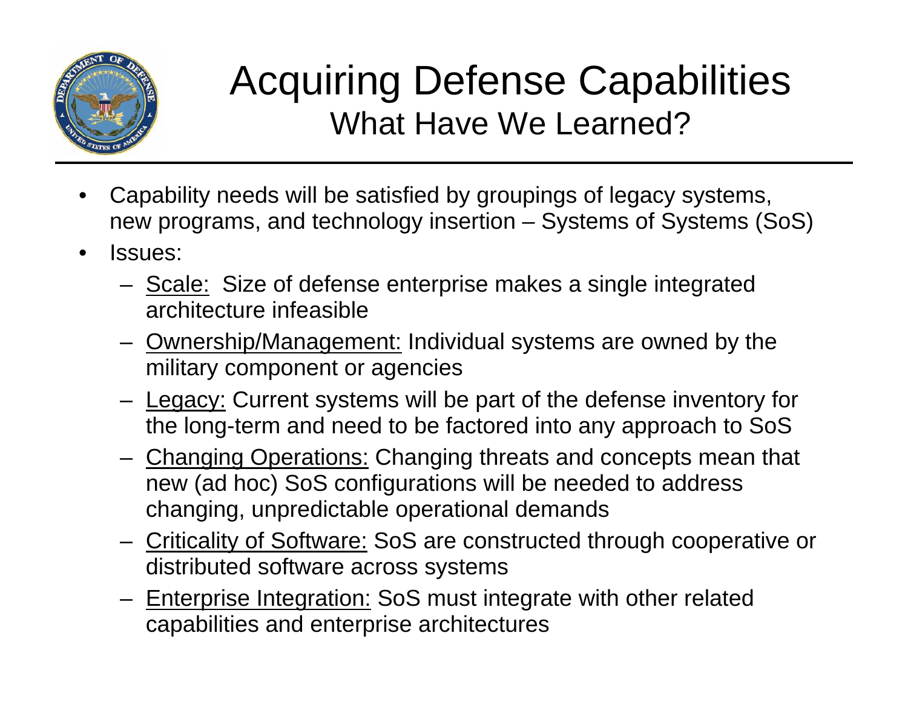# Acquiring Defense Capabilities

## What Have We Learned?

- Capability needs will be satisfied by groupings of legacy systems, new programs, and technology insertion – Systems of Systems (SoS)
- Issues:
  - <u>Scale:</u> Size of defense enterprise makes a single integrated architecture infeasible
  - <u>Ownership/Management:</u> Individual systems are owned by the military component or agencies
  - <u>Legacy:</u> Current systems will be part of the defense inventory for the long-term and need to be factored into any approach to SoS
  - <u>Changing Operations:</u> Changing threats and concepts mean that new (ad hoc) SoS configurations will be needed to address changing, unpredictable operational demands
  - <u>Criticality of Software:</u> SoS are constructed through cooperative or distributed software across systems
  - <u>Enterprise Integration:</u> SoS must integrate with other related capabilities and enterprise architectures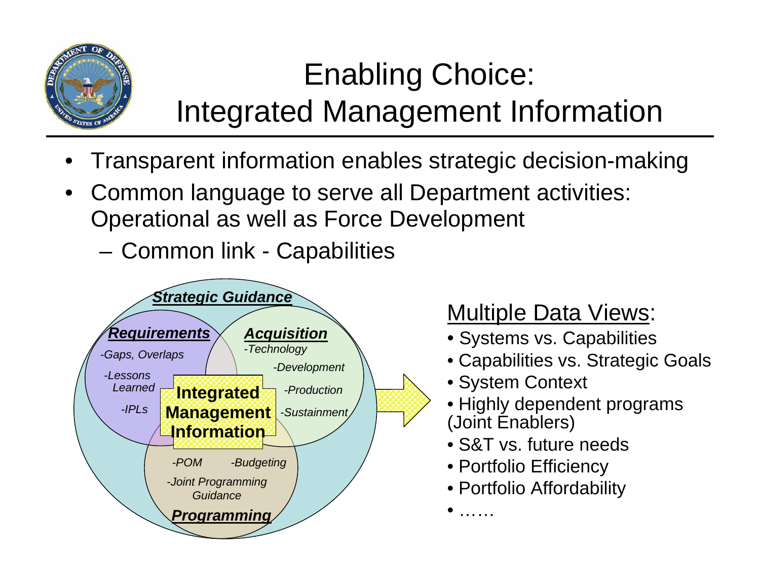# Enabling Choice: Integrated Management Information

- Transparent information enables strategic decision-making
- Common language to serve all Department activities: Operational as well as Force Development
  - Common link - Capabilities

***Strategic Guidance***

***Requirements***
*-Gaps, Overlaps*
*-Lessons Learned*
*-IPLs*

***Acquisition***
*-Technology*
*-Development*
*-Production*
*-Sustainment*

**Integrated Management Information**

*-POM*
*-Budgeting*
*-Joint Programming Guidance*
***Programming***

Multiple Data Views:

- Systems vs. Capabilities
- Capabilities vs. Strategic Goals
- System Context
- Highly dependent programs (Joint Enablers)
- S&T vs. future needs
- Portfolio Efficiency
- Portfolio Affordability
- ……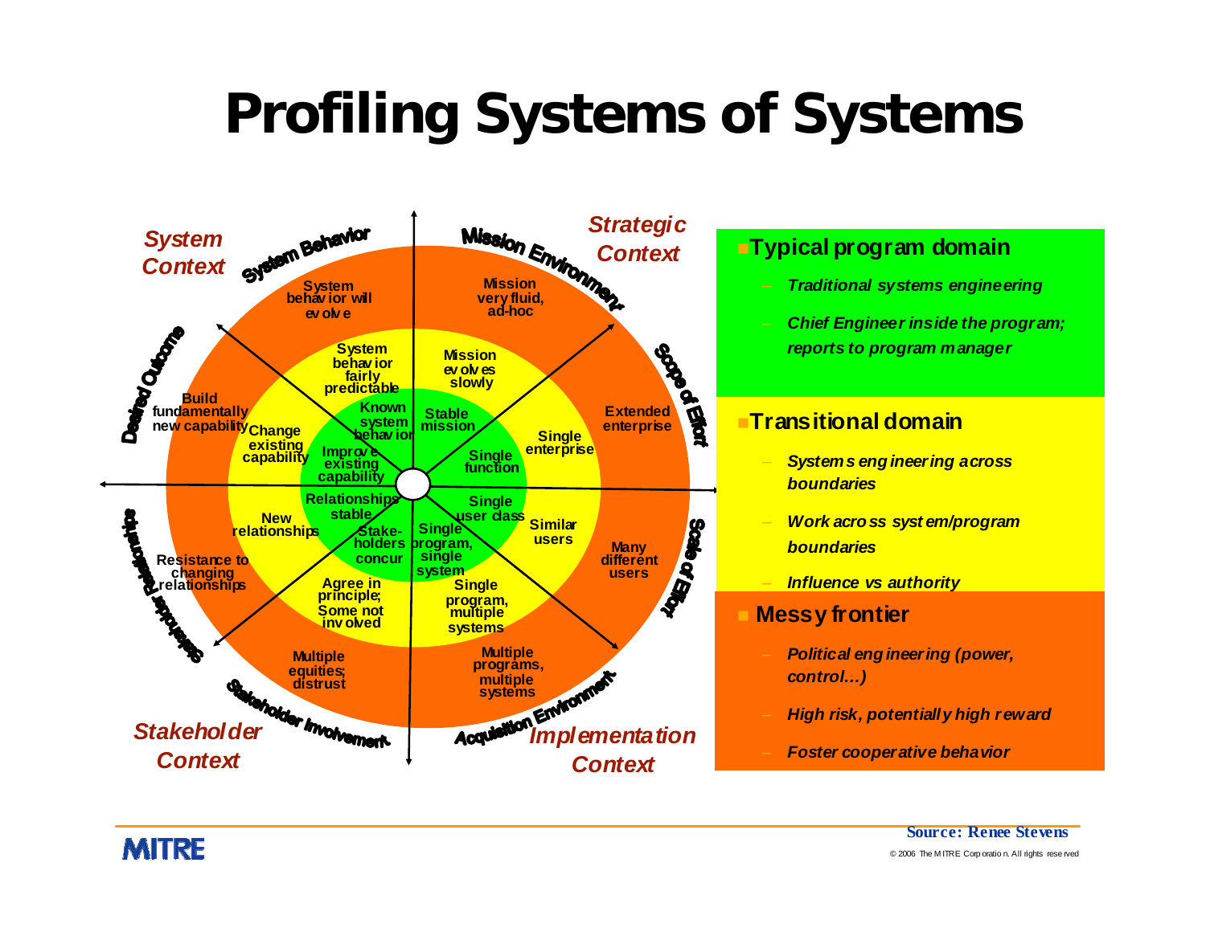# Profiling Systems of Systems

**System Context**

**System Behavior**
- System behavior will evolve
- System behavior fairly predictable
- Known system behavior

**Desired Outcome**
- Build fundamentally new capability
- Change existing capability
- Improve existing capability

**Strategic Context**

**Mission Environment**
- Mission very fluid, ad-hoc
- Mission evolves slowly
- Stable mission

**Scope of Effort**
- Extended enterprise
- Single enterprise
- Single function

**Stakeholder Context**

**Stakeholder Relationships**
- Resistance to changing relationships
- New relationships
- Relationships stable

**Stakeholder Involvement**
- Multiple equities; distrust
- Agree in principle; Some not involved
- Stake-holders concur

**Implementation Context**

**Acquisition Environment**
- Multiple programs, multiple systems
- Single program, multiple systems
- Single program, single system

**Scale of Effort**
- Many different users
- Similar users
- Single user class

**Typical program domain**
- *Traditional systems engineering*
- *Chief Engineer inside the program; reports to program manager*

**Transitional domain**
- *Systems engineering across boundaries*
- *Work across system/program boundaries*
- *Influence vs authority*

**Messy frontier**
- *Political engineering (power, control…)*
- *High risk, potentially high reward*
- *Foster cooperative behavior*

Source: Renee Stevens

MITRE

© 2006 The MITRE Corporation. All rights reserved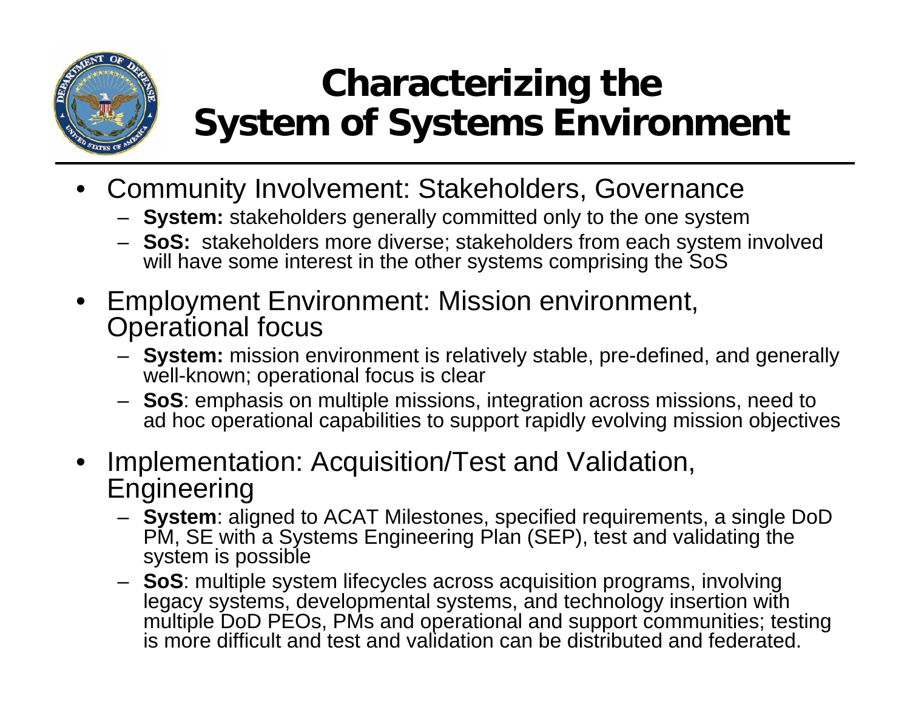# Characterizing the System of Systems Environment

- Community Involvement: Stakeholders, Governance
  - **System:** stakeholders generally committed only to the one system
  - **SoS:** stakeholders more diverse; stakeholders from each system involved will have some interest in the other systems comprising the SoS
- Employment Environment: Mission environment, Operational focus
  - **System:** mission environment is relatively stable, pre-defined, and generally well-known; operational focus is clear
  - **SoS**: emphasis on multiple missions, integration across missions, need to ad hoc operational capabilities to support rapidly evolving mission objectives
- Implementation: Acquisition/Test and Validation, Engineering
  - **System**: aligned to ACAT Milestones, specified requirements, a single DoD PM, SE with a Systems Engineering Plan (SEP), test and validating the system is possible
  - **SoS**: multiple system lifecycles across acquisition programs, involving legacy systems, developmental systems, and technology insertion with multiple DoD PEOs, PMs and operational and support communities; testing is more difficult and test and validation can be distributed and federated.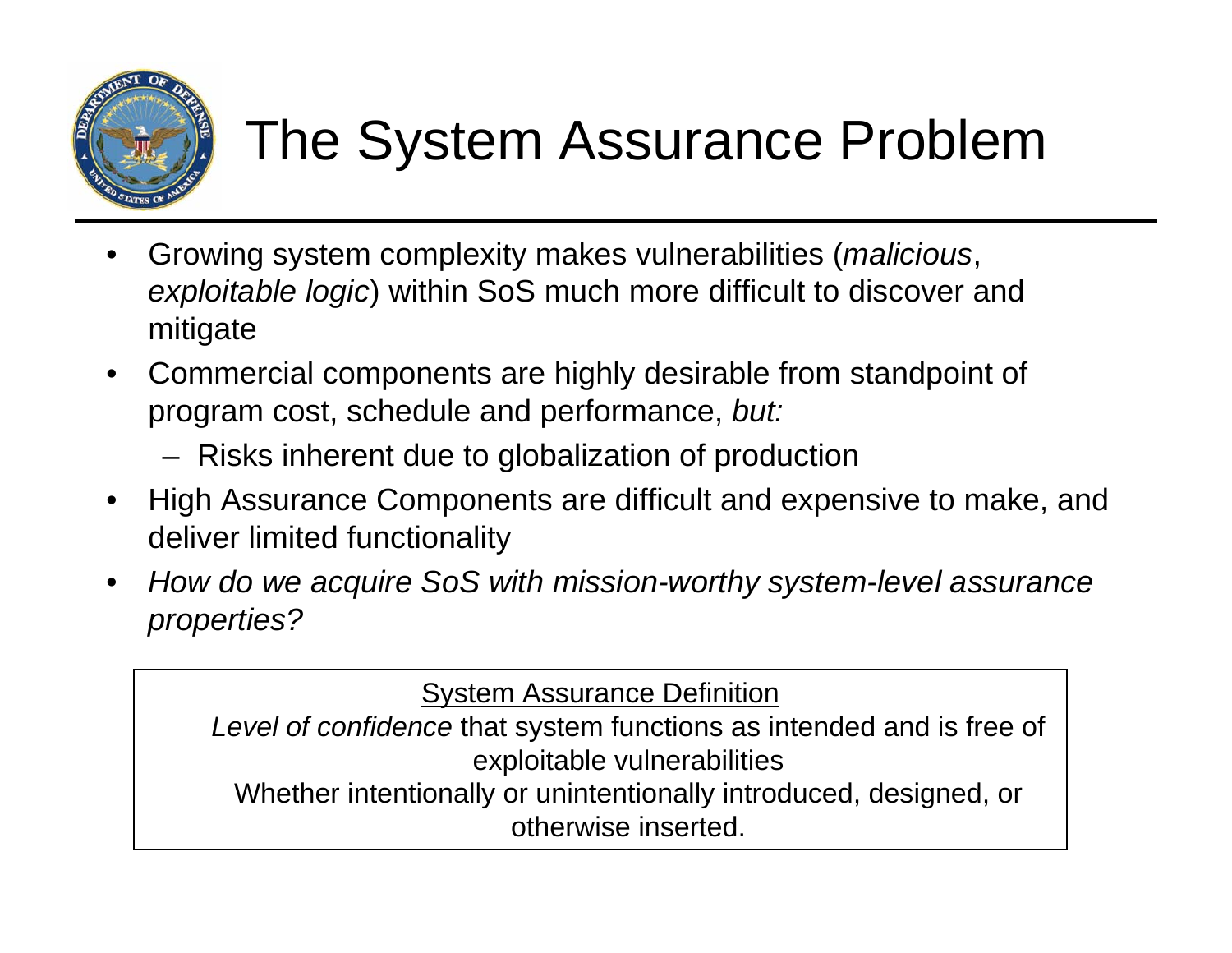# The System Assurance Problem

- Growing system complexity makes vulnerabilities (*malicious*, *exploitable logic*) within SoS much more difficult to discover and mitigate
- Commercial components are highly desirable from standpoint of program cost, schedule and performance, *but:*
  - Risks inherent due to globalization of production
- High Assurance Components are difficult and expensive to make, and deliver limited functionality
- *How do we acquire SoS with mission-worthy system-level assurance properties?*

> System Assurance Definition
>
> *Level of confidence* that system functions as intended and is free of exploitable vulnerabilities
>
> Whether intentionally or unintentionally introduced, designed, or otherwise inserted.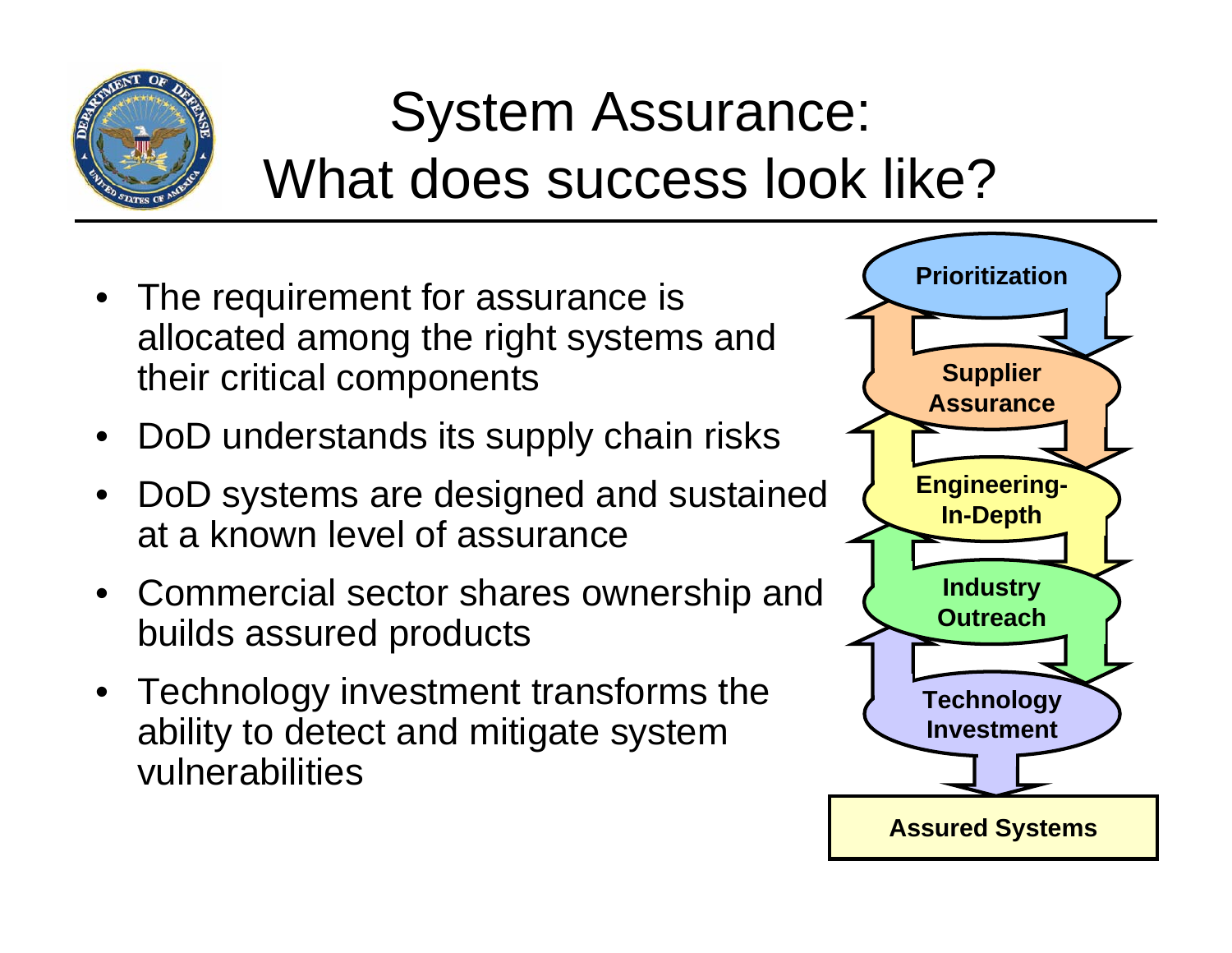# System Assurance: What does success look like?

- The requirement for assurance is allocated among the right systems and their critical components
- DoD understands its supply chain risks
- DoD systems are designed and sustained at a known level of assurance
- Commercial sector shares ownership and builds assured products
- Technology investment transforms the ability to detect and mitigate system vulnerabilities

**Prioritization**

**Supplier Assurance**

**Engineering-In-Depth**

**Industry Outreach**

**Technology Investment**

**Assured Systems**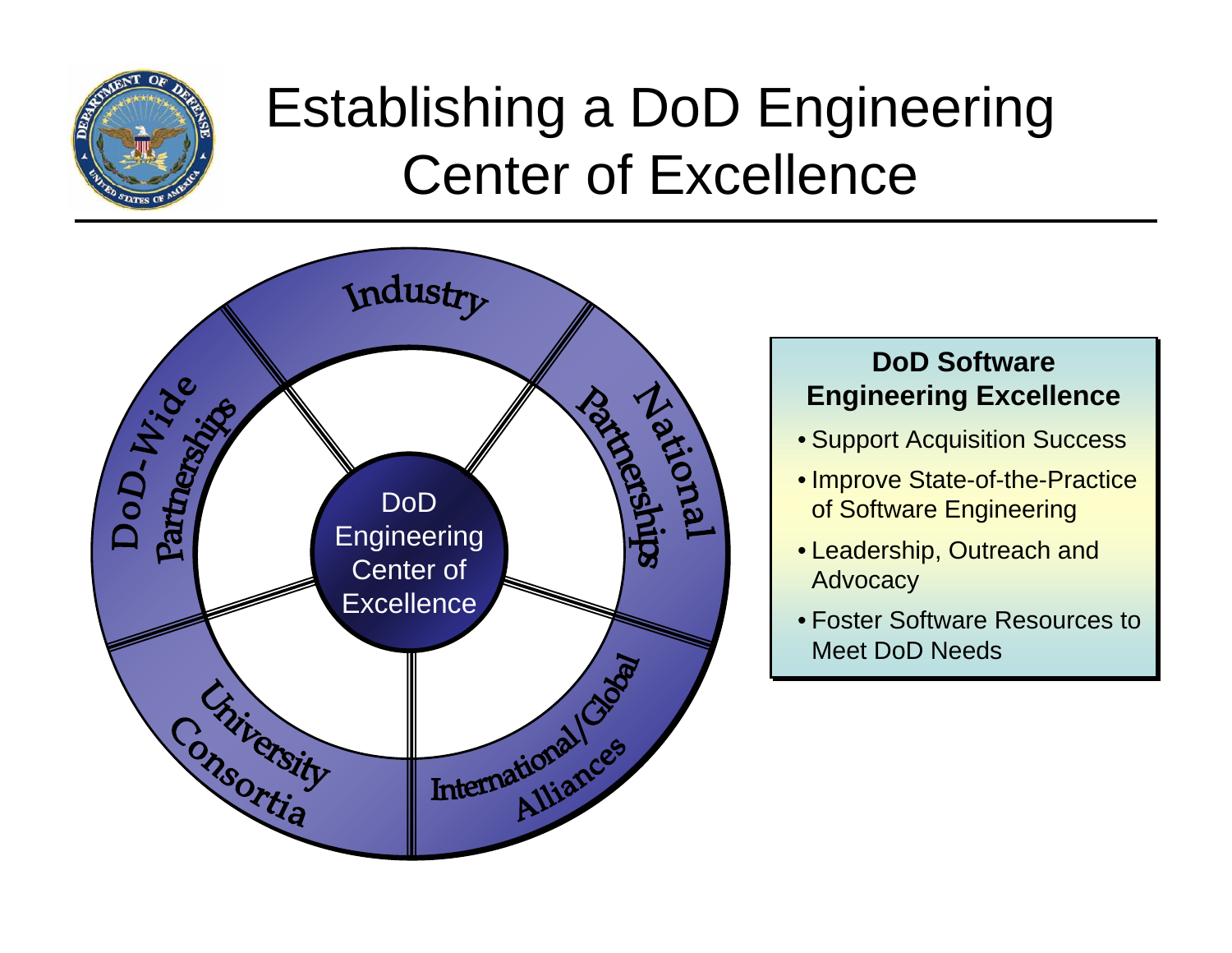# Establishing a DoD Engineering Center of Excellence

DoD Engineering Center of Excellence

Industry

National Partnerships

International/Global Alliances

University Consortia

DoD-Wide Partnerships

**DoD Software Engineering Excellence**

- Support Acquisition Success
- Improve State-of-the-Practice of Software Engineering
- Leadership, Outreach and Advocacy
- Foster Software Resources to Meet DoD Needs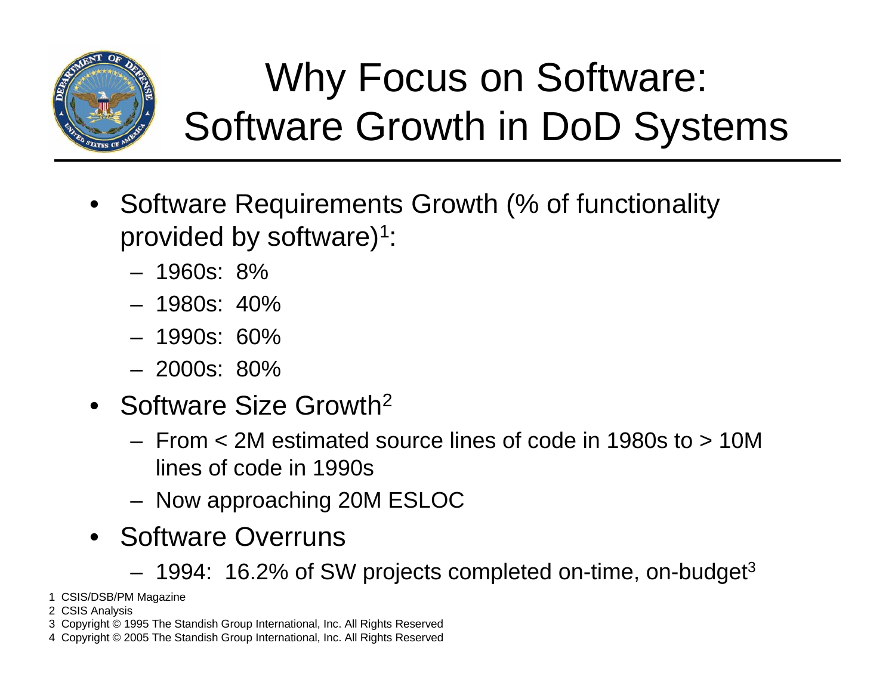# Why Focus on Software: Software Growth in DoD Systems

- Software Requirements Growth (% of functionality provided by software)[1]:
  - 1960s: 8%
  - 1980s: 40%
  - 1990s: 60%
  - 2000s: 80%
- Software Size Growth[2]
  - From < 2M estimated source lines of code in 1980s to > 10M lines of code in 1990s
  - Now approaching 20M ESLOC
- Software Overruns
  - 1994: 16.2% of SW projects completed on-time, on-budget[3]

1 CSIS/DSB/PM Magazine
2 CSIS Analysis
3 Copyright © 1995 The Standish Group International, Inc. All Rights Reserved
4 Copyright © 2005 The Standish Group International, Inc. All Rights Reserved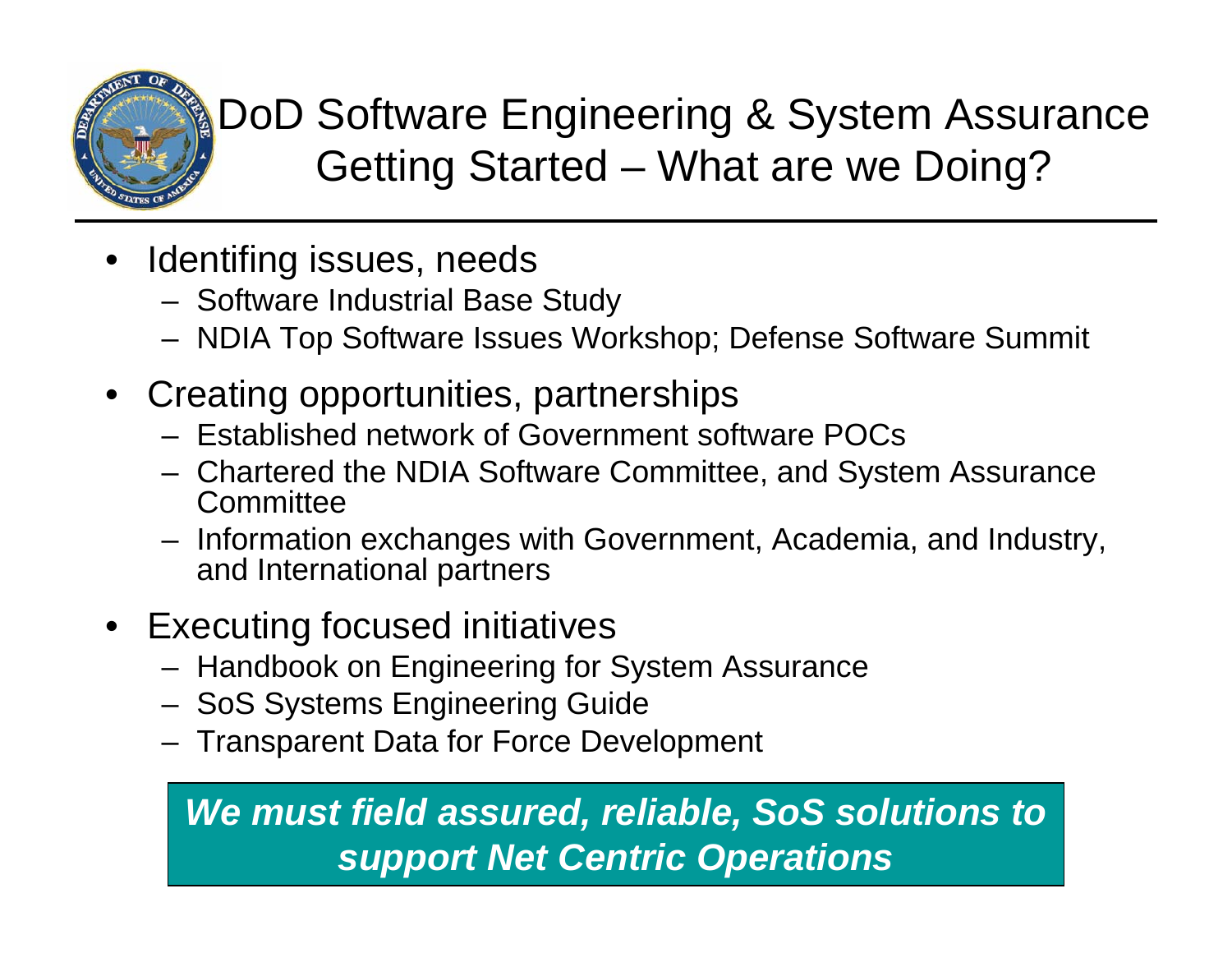# DoD Software Engineering & System Assurance Getting Started – What are we Doing?

- Identifing issues, needs
  - Software Industrial Base Study
  - NDIA Top Software Issues Workshop; Defense Software Summit
- Creating opportunities, partnerships
  - Established network of Government software POCs
  - Chartered the NDIA Software Committee, and System Assurance Committee
  - Information exchanges with Government, Academia, and Industry, and International partners
- Executing focused initiatives
  - Handbook on Engineering for System Assurance
  - SoS Systems Engineering Guide
  - Transparent Data for Force Development

***We must field assured, reliable, SoS solutions to support Net Centric Operations***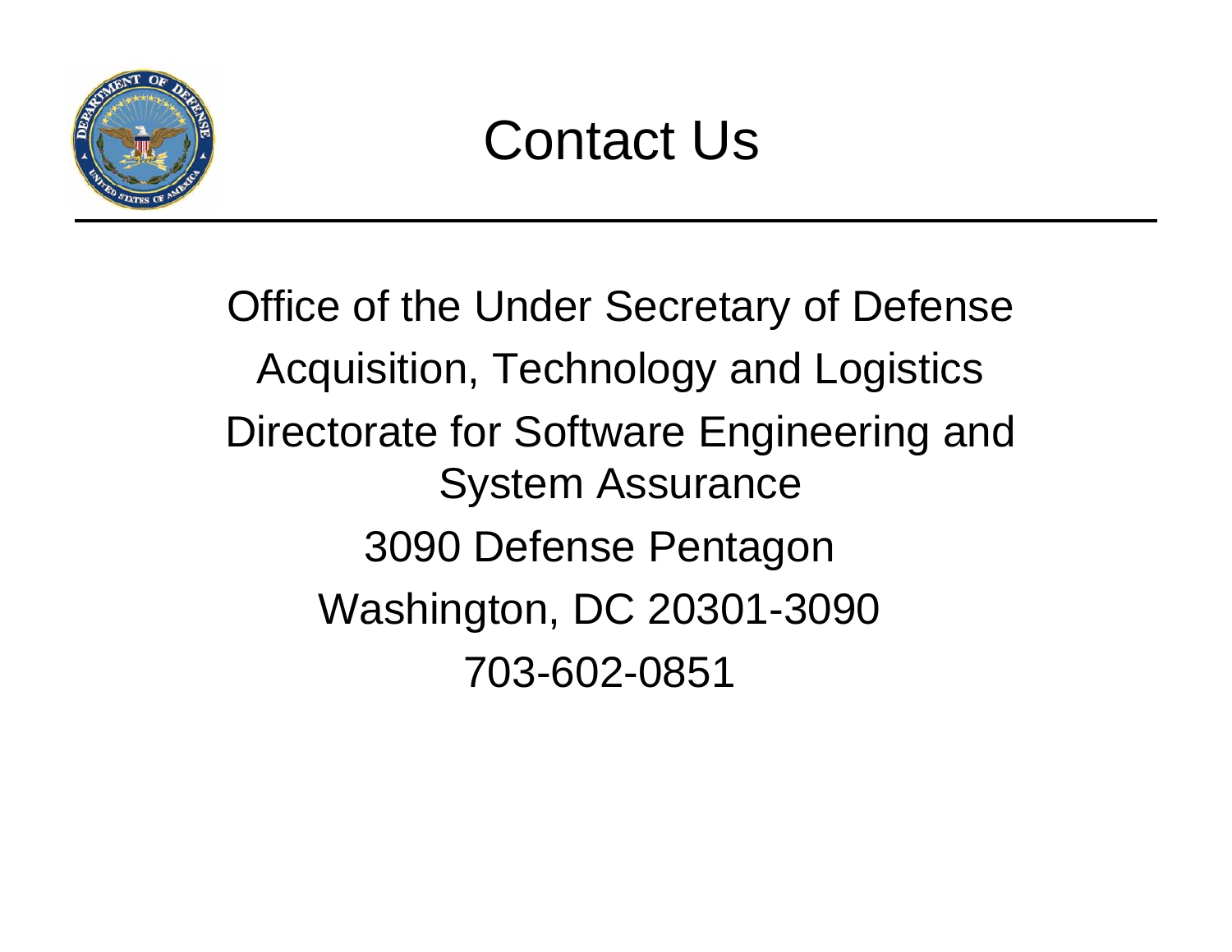# Contact Us

Office of the Under Secretary of Defense

Acquisition, Technology and Logistics

Directorate for Software Engineering and System Assurance

3090 Defense Pentagon

Washington, DC 20301-3090

703-602-0851